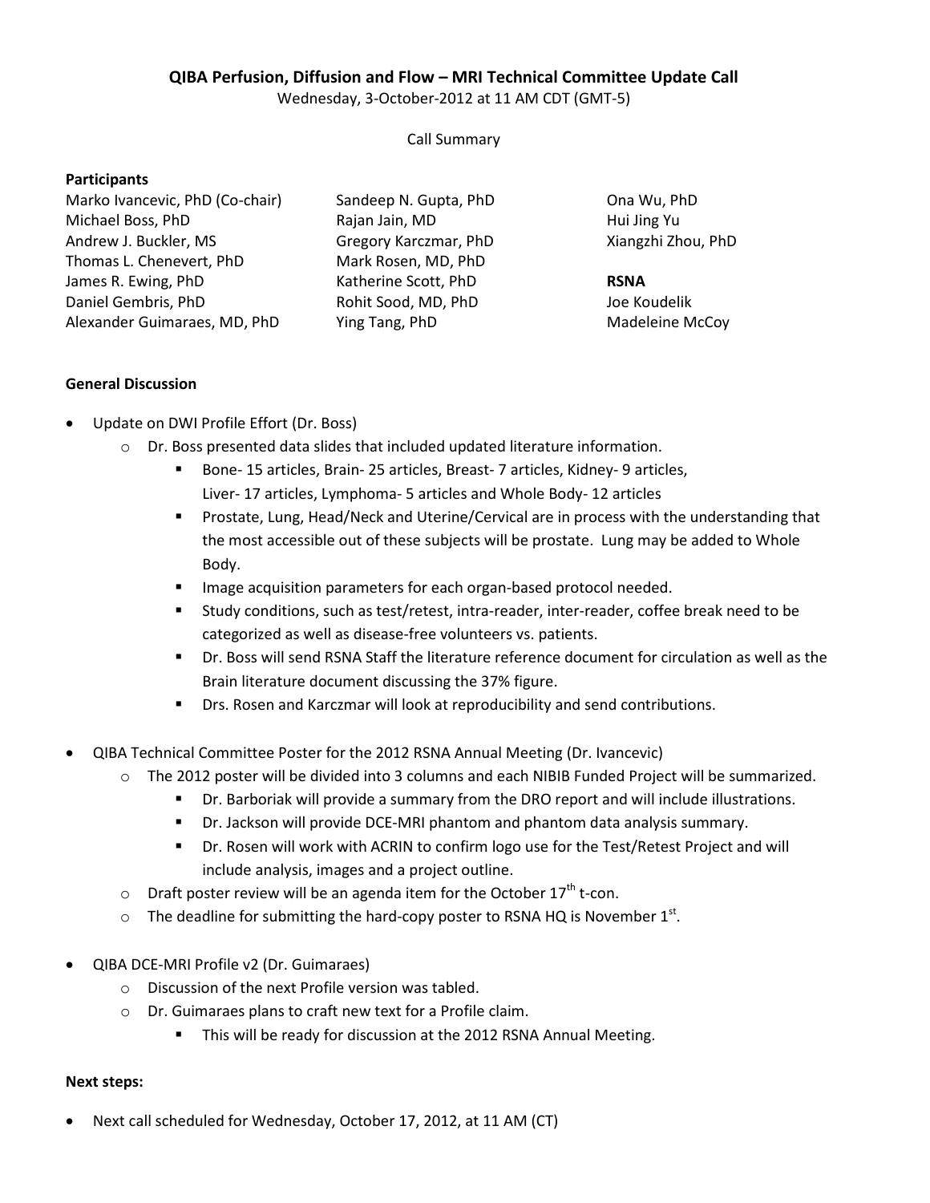# QIBA Perfusion, Diffusion and Flow – MRI Technical Committee Update Call

Wednesday, 3-October-2012 at 11 AM CDT (GMT-5)

Call Summary

**Participants**

Marko Ivancevic, PhD (Co-chair)
Michael Boss, PhD
Andrew J. Buckler, MS
Thomas L. Chenevert, PhD
James R. Ewing, PhD
Daniel Gembris, PhD
Alexander Guimaraes, MD, PhD
Sandeep N. Gupta, PhD
Rajan Jain, MD
Gregory Karczmar, PhD
Mark Rosen, MD, PhD
Katherine Scott, PhD
Rohit Sood, MD, PhD
Ying Tang, PhD
Ona Wu, PhD
Hui Jing Yu
Xiangzhi Zhou, PhD

**RSNA**

Joe Koudelik
Madeleine McCoy

**General Discussion**

- Update on DWI Profile Effort (Dr. Boss)
  - Dr. Boss presented data slides that included updated literature information.
    - Bone- 15 articles, Brain- 25 articles, Breast- 7 articles, Kidney- 9 articles, Liver- 17 articles, Lymphoma- 5 articles and Whole Body- 12 articles
    - Prostate, Lung, Head/Neck and Uterine/Cervical are in process with the understanding that the most accessible out of these subjects will be prostate. Lung may be added to Whole Body.
    - Image acquisition parameters for each organ-based protocol needed.
    - Study conditions, such as test/retest, intra-reader, inter-reader, coffee break need to be categorized as well as disease-free volunteers vs. patients.
    - Dr. Boss will send RSNA Staff the literature reference document for circulation as well as the Brain literature document discussing the 37% figure.
    - Drs. Rosen and Karczmar will look at reproducibility and send contributions.

- QIBA Technical Committee Poster for the 2012 RSNA Annual Meeting (Dr. Ivancevic)
  - The 2012 poster will be divided into 3 columns and each NIBIB Funded Project will be summarized.
    - Dr. Barboriak will provide a summary from the DRO report and will include illustrations.
    - Dr. Jackson will provide DCE-MRI phantom and phantom data analysis summary.
    - Dr. Rosen will work with ACRIN to confirm logo use for the Test/Retest Project and will include analysis, images and a project outline.
  - Draft poster review will be an agenda item for the October 17th t-con.
  - The deadline for submitting the hard-copy poster to RSNA HQ is November 1st.

- QIBA DCE-MRI Profile v2 (Dr. Guimaraes)
  - Discussion of the next Profile version was tabled.
  - Dr. Guimaraes plans to craft new text for a Profile claim.
    - This will be ready for discussion at the 2012 RSNA Annual Meeting.

**Next steps:**

- Next call scheduled for Wednesday, October 17, 2012, at 11 AM (CT)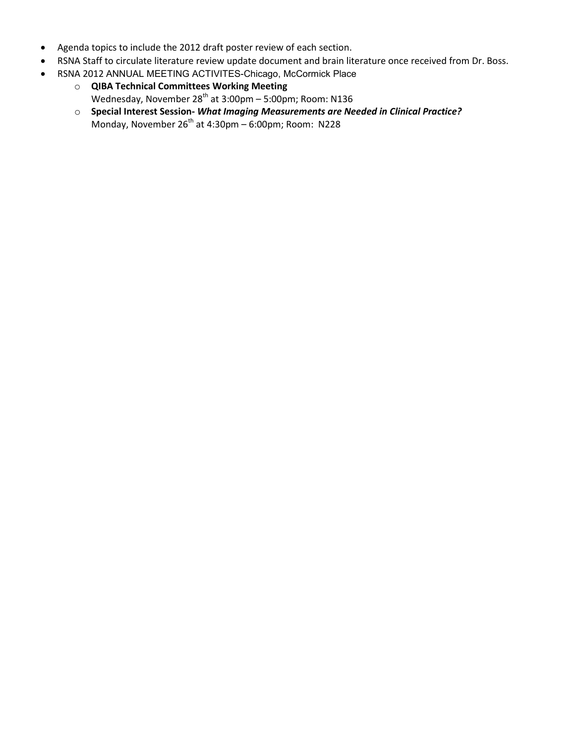- Agenda topics to include the 2012 draft poster review of each section.
- RSNA Staff to circulate literature review update document and brain literature once received from Dr. Boss.
- RSNA 2012 ANNUAL MEETING ACTIVITES-Chicago, McCormick Place
  - **QIBA Technical Committees Working Meeting**
    Wednesday, November 28th at 3:00pm – 5:00pm; Room: N136
  - **Special Interest Session-** ***What Imaging Measurements are Needed in Clinical Practice?***
    Monday, November 26th at 4:30pm – 6:00pm; Room: N228